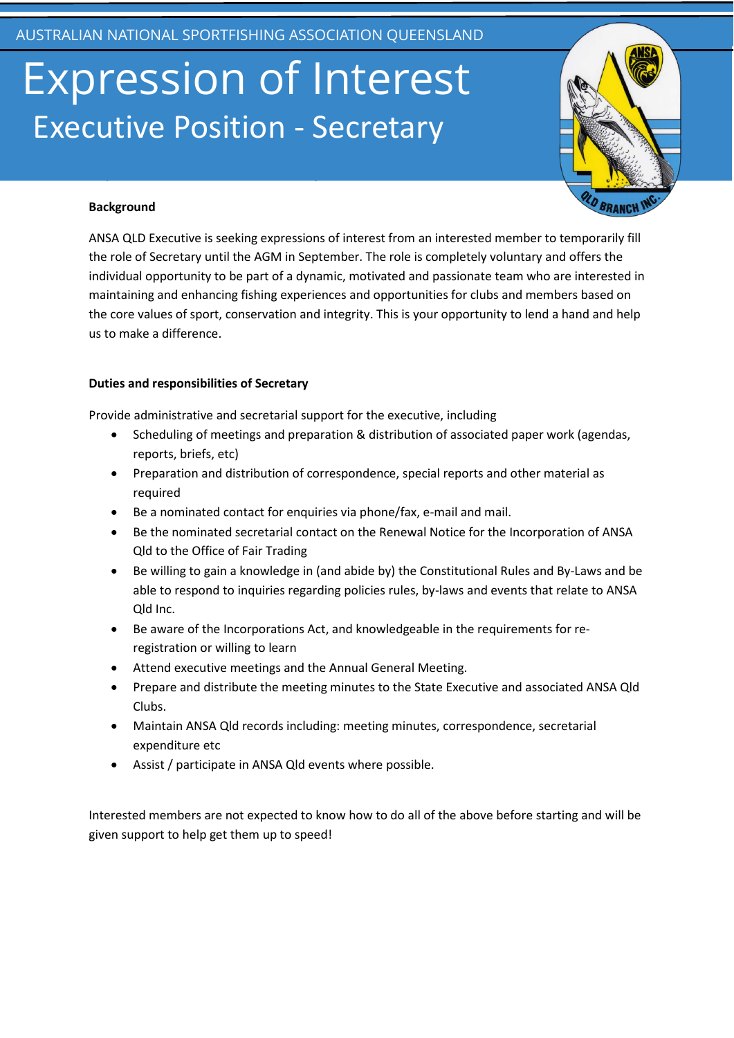AUSTRALIAN NATIONAL SPORTFISHING ASSOCIATION QUEENSLAND

# Expression of Interest

## Executive Position - Secretary

**Background**

ANSA QLD Executive is seeking expressions of interest from an interested member to temporarily fill the role of Secretary until the AGM in September. The role is completely voluntary and offers the individual opportunity to be part of a dynamic, motivated and passionate team who are interested in maintaining and enhancing fishing experiences and opportunities for clubs and members based on the core values of sport, conservation and integrity. This is your opportunity to lend a hand and help us to make a difference.

**Duties and responsibilities of Secretary**

Provide administrative and secretarial support for the executive, including

- Scheduling of meetings and preparation & distribution of associated paper work (agendas, reports, briefs, etc)
- Preparation and distribution of correspondence, special reports and other material as required
- Be a nominated contact for enquiries via phone/fax, e-mail and mail.
- Be the nominated secretarial contact on the Renewal Notice for the Incorporation of ANSA Qld to the Office of Fair Trading
- Be willing to gain a knowledge in (and abide by) the Constitutional Rules and By-Laws and be able to respond to inquiries regarding policies rules, by-laws and events that relate to ANSA Qld Inc.
- Be aware of the Incorporations Act, and knowledgeable in the requirements for re-registration or willing to learn
- Attend executive meetings and the Annual General Meeting.
- Prepare and distribute the meeting minutes to the State Executive and associated ANSA Qld Clubs.
- Maintain ANSA Qld records including: meeting minutes, correspondence, secretarial expenditure etc
- Assist / participate in ANSA Qld events where possible.

Interested members are not expected to know how to do all of the above before starting and will be given support to help get them up to speed!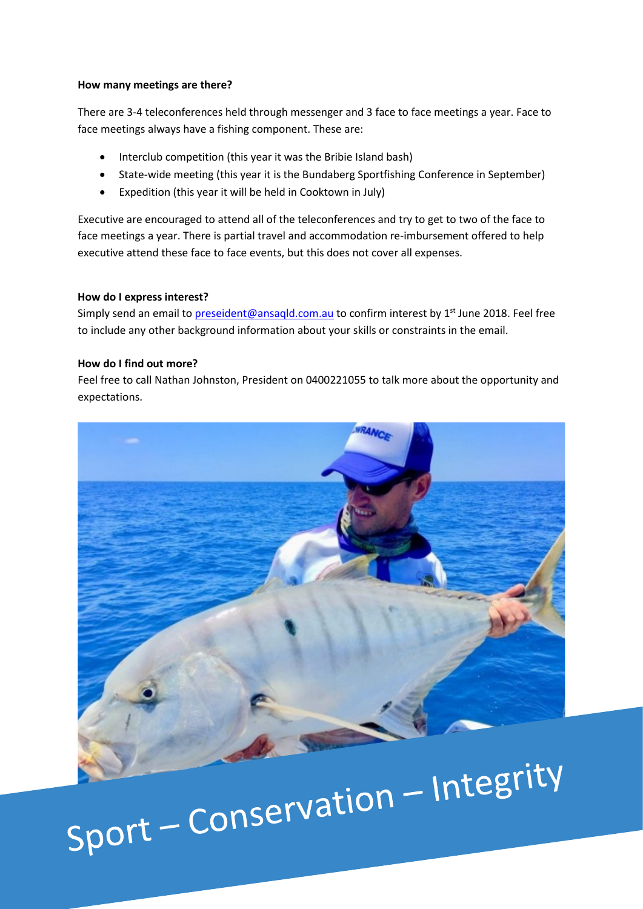**How many meetings are there?**

There are 3-4 teleconferences held through messenger and 3 face to face meetings a year. Face to face meetings always have a fishing component. These are:

- Interclub competition (this year it was the Bribie Island bash)
- State-wide meeting (this year it is the Bundaberg Sportfishing Conference in September)
- Expedition (this year it will be held in Cooktown in July)

Executive are encouraged to attend all of the teleconferences and try to get to two of the face to face meetings a year. There is partial travel and accommodation re-imbursement offered to help executive attend these face to face events, but this does not cover all expenses.

**How do I express interest?**

Simply send an email to preseident@ansaqld.com.au to confirm interest by 1st June 2018. Feel free to include any other background information about your skills or constraints in the email.

**How do I find out more?**

Feel free to call Nathan Johnston, President on 0400221055 to talk more about the opportunity and expectations.

Sport – Conservation – Integrity